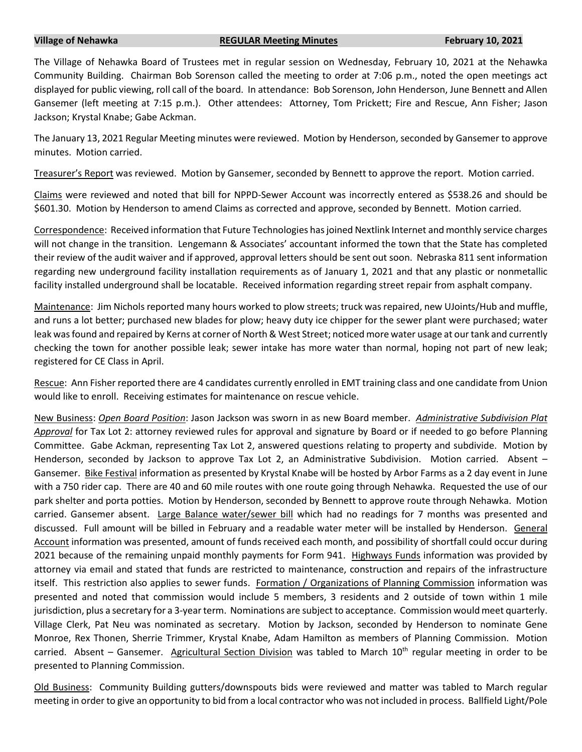**Village of Nehawka** **REGULAR Meeting Minutes** **February 10, 2021**

The Village of Nehawka Board of Trustees met in regular session on Wednesday, February 10, 2021 at the Nehawka Community Building. Chairman Bob Sorenson called the meeting to order at 7:06 p.m., noted the open meetings act displayed for public viewing, roll call of the board. In attendance: Bob Sorenson, John Henderson, June Bennett and Allen Gansemer (left meeting at 7:15 p.m.). Other attendees: Attorney, Tom Prickett; Fire and Rescue, Ann Fisher; Jason Jackson; Krystal Knabe; Gabe Ackman.

The January 13, 2021 Regular Meeting minutes were reviewed. Motion by Henderson, seconded by Gansemer to approve minutes. Motion carried.

Treasurer's Report was reviewed. Motion by Gansemer, seconded by Bennett to approve the report. Motion carried.

Claims were reviewed and noted that bill for NPPD-Sewer Account was incorrectly entered as $538.26 and should be $601.30. Motion by Henderson to amend Claims as corrected and approve, seconded by Bennett. Motion carried.

Correspondence: Received information that Future Technologies has joined Nextlink Internet and monthly service charges will not change in the transition. Lengemann & Associates' accountant informed the town that the State has completed their review of the audit waiver and if approved, approval letters should be sent out soon. Nebraska 811 sent information regarding new underground facility installation requirements as of January 1, 2021 and that any plastic or nonmetallic facility installed underground shall be locatable. Received information regarding street repair from asphalt company.

Maintenance: Jim Nichols reported many hours worked to plow streets; truck was repaired, new UJoints/Hub and muffle, and runs a lot better; purchased new blades for plow; heavy duty ice chipper for the sewer plant were purchased; water leak was found and repaired by Kerns at corner of North & West Street; noticed more water usage at our tank and currently checking the town for another possible leak; sewer intake has more water than normal, hoping not part of new leak; registered for CE Class in April.

Rescue: Ann Fisher reported there are 4 candidates currently enrolled in EMT training class and one candidate from Union would like to enroll. Receiving estimates for maintenance on rescue vehicle.

New Business: *Open Board Position*: Jason Jackson was sworn in as new Board member. *Administrative Subdivision Plat Approval* for Tax Lot 2: attorney reviewed rules for approval and signature by Board or if needed to go before Planning Committee. Gabe Ackman, representing Tax Lot 2, answered questions relating to property and subdivide. Motion by Henderson, seconded by Jackson to approve Tax Lot 2, an Administrative Subdivision. Motion carried. Absent – Gansemer. Bike Festival information as presented by Krystal Knabe will be hosted by Arbor Farms as a 2 day event in June with a 750 rider cap. There are 40 and 60 mile routes with one route going through Nehawka. Requested the use of our park shelter and porta potties. Motion by Henderson, seconded by Bennett to approve route through Nehawka. Motion carried. Gansemer absent. Large Balance water/sewer bill which had no readings for 7 months was presented and discussed. Full amount will be billed in February and a readable water meter will be installed by Henderson. General Account information was presented, amount of funds received each month, and possibility of shortfall could occur during 2021 because of the remaining unpaid monthly payments for Form 941. Highways Funds information was provided by attorney via email and stated that funds are restricted to maintenance, construction and repairs of the infrastructure itself. This restriction also applies to sewer funds. Formation / Organizations of Planning Commission information was presented and noted that commission would include 5 members, 3 residents and 2 outside of town within 1 mile jurisdiction, plus a secretary for a 3-year term. Nominations are subject to acceptance. Commission would meet quarterly. Village Clerk, Pat Neu was nominated as secretary. Motion by Jackson, seconded by Henderson to nominate Gene Monroe, Rex Thonen, Sherrie Trimmer, Krystal Knabe, Adam Hamilton as members of Planning Commission. Motion carried. Absent – Gansemer. Agricultural Section Division was tabled to March 10th regular meeting in order to be presented to Planning Commission.

Old Business: Community Building gutters/downspouts bids were reviewed and matter was tabled to March regular meeting in order to give an opportunity to bid from a local contractor who was not included in process. Ballfield Light/Pole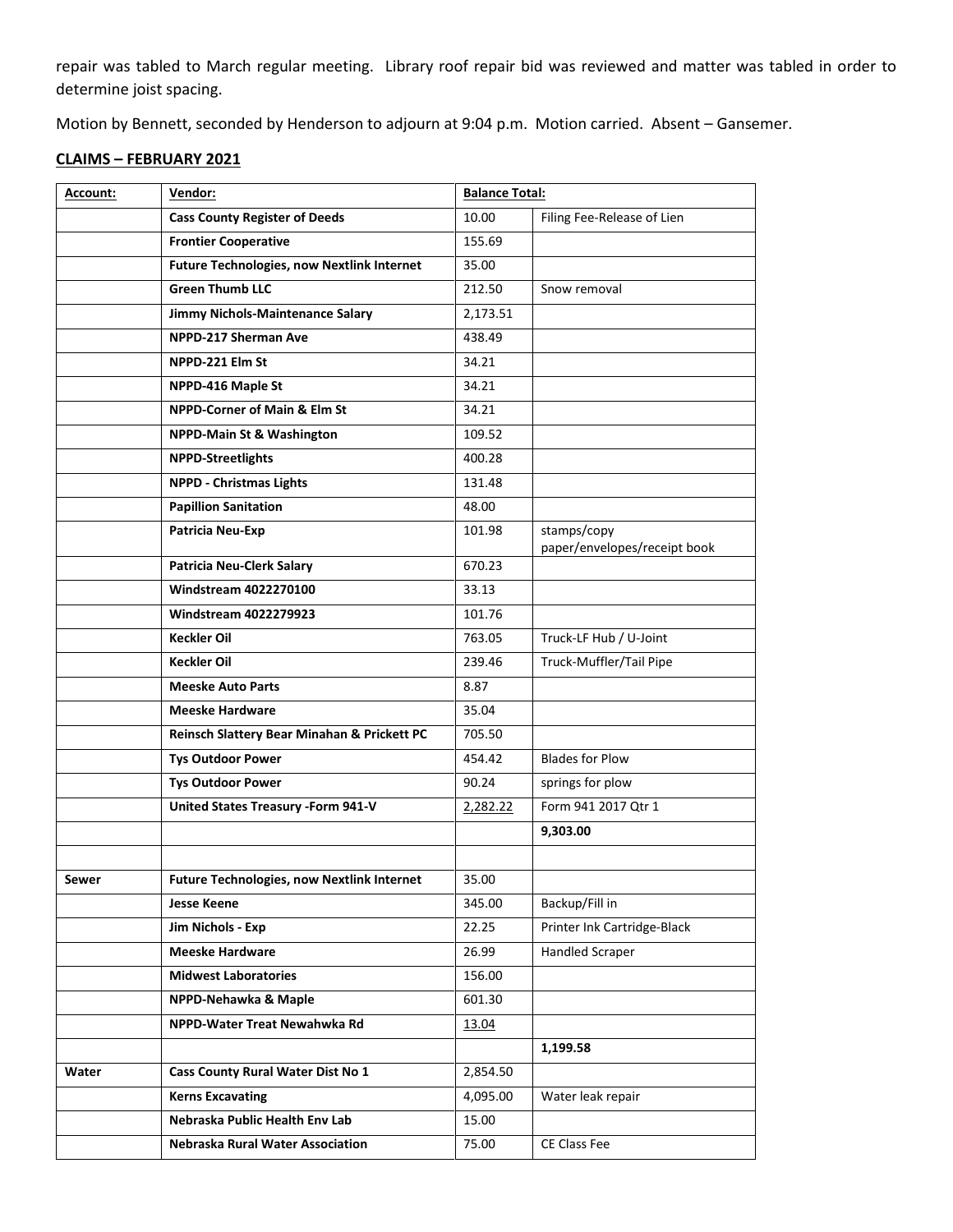repair was tabled to March regular meeting. Library roof repair bid was reviewed and matter was tabled in order to determine joist spacing.

Motion by Bennett, seconded by Henderson to adjourn at 9:04 p.m. Motion carried. Absent – Gansemer.

## CLAIMS – FEBRUARY 2021

| Account: | Vendor: | Balance Total: | |
|---|---|---|---|
| | **Cass County Register of Deeds** | 10.00 | Filing Fee-Release of Lien |
| | **Frontier Cooperative** | 155.69 | |
| | **Future Technologies, now Nextlink Internet** | 35.00 | |
| | **Green Thumb LLC** | 212.50 | Snow removal |
| | **Jimmy Nichols-Maintenance Salary** | 2,173.51 | |
| | **NPPD-217 Sherman Ave** | 438.49 | |
| | **NPPD-221 Elm St** | 34.21 | |
| | **NPPD-416 Maple St** | 34.21 | |
| | **NPPD-Corner of Main & Elm St** | 34.21 | |
| | **NPPD-Main St & Washington** | 109.52 | |
| | **NPPD-Streetlights** | 400.28 | |
| | **NPPD - Christmas Lights** | 131.48 | |
| | **Papillion Sanitation** | 48.00 | |
| | **Patricia Neu-Exp** | 101.98 | stamps/copy paper/envelopes/receipt book |
| | **Patricia Neu-Clerk Salary** | 670.23 | |
| | **Windstream 4022270100** | 33.13 | |
| | **Windstream 4022279923** | 101.76 | |
| | **Keckler Oil** | 763.05 | Truck-LF Hub / U-Joint |
| | **Keckler Oil** | 239.46 | Truck-Muffler/Tail Pipe |
| | **Meeske Auto Parts** | 8.87 | |
| | **Meeske Hardware** | 35.04 | |
| | **Reinsch Slattery Bear Minahan & Prickett PC** | 705.50 | |
| | **Tys Outdoor Power** | 454.42 | Blades for Plow |
| | **Tys Outdoor Power** | 90.24 | springs for plow |
| | **United States Treasury -Form 941-V** | 2,282.22 | Form 941 2017 Qtr 1 |
| | | | **9,303.00** |
| | | | |
| **Sewer** | **Future Technologies, now Nextlink Internet** | 35.00 | |
| | **Jesse Keene** | 345.00 | Backup/Fill in |
| | **Jim Nichols - Exp** | 22.25 | Printer Ink Cartridge-Black |
| | **Meeske Hardware** | 26.99 | Handled Scraper |
| | **Midwest Laboratories** | 156.00 | |
| | **NPPD-Nehawka & Maple** | 601.30 | |
| | **NPPD-Water Treat Newahwka Rd** | 13.04 | |
| | | | **1,199.58** |
| **Water** | **Cass County Rural Water Dist No 1** | 2,854.50 | |
| | **Kerns Excavating** | 4,095.00 | Water leak repair |
| | **Nebraska Public Health Env Lab** | 15.00 | |
| | **Nebraska Rural Water Association** | 75.00 | CE Class Fee |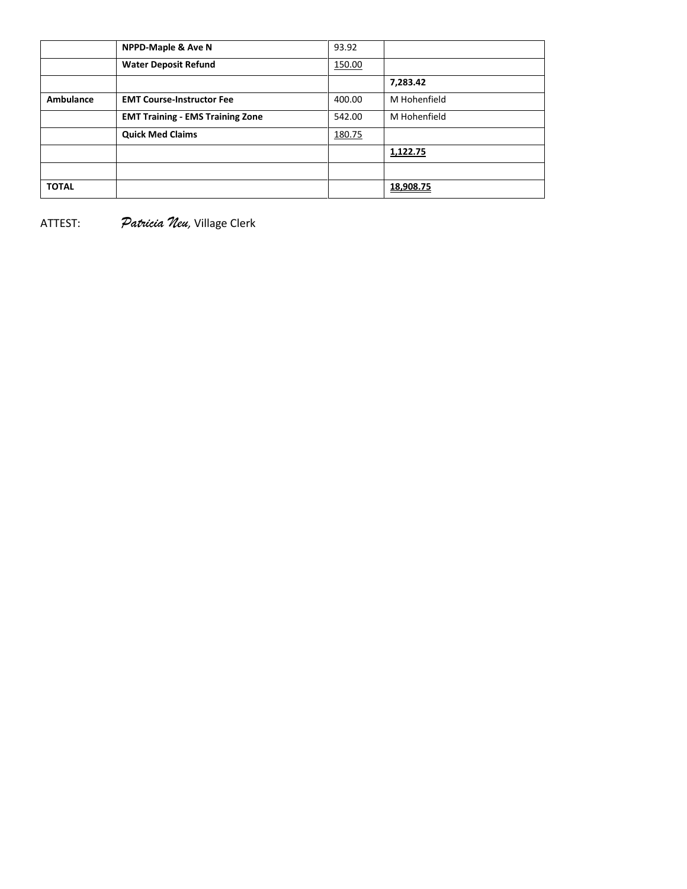| | | | |
|---|---|---|---|
| | **NPPD-Maple & Ave N** | 93.92 | |
| | **Water Deposit Refund** | 150.00 | |
| | | | **7,283.42** |
| **Ambulance** | **EMT Course-Instructor Fee** | 400.00 | M Hohenfield |
| | **EMT Training - EMS Training Zone** | 542.00 | M Hohenfield |
| | **Quick Med Claims** | 180.75 | |
| | | | **1,122.75** |
| | | | |
| **TOTAL** | | | **18,908.75** |

ATTEST: *Patricia Neu,* Village Clerk